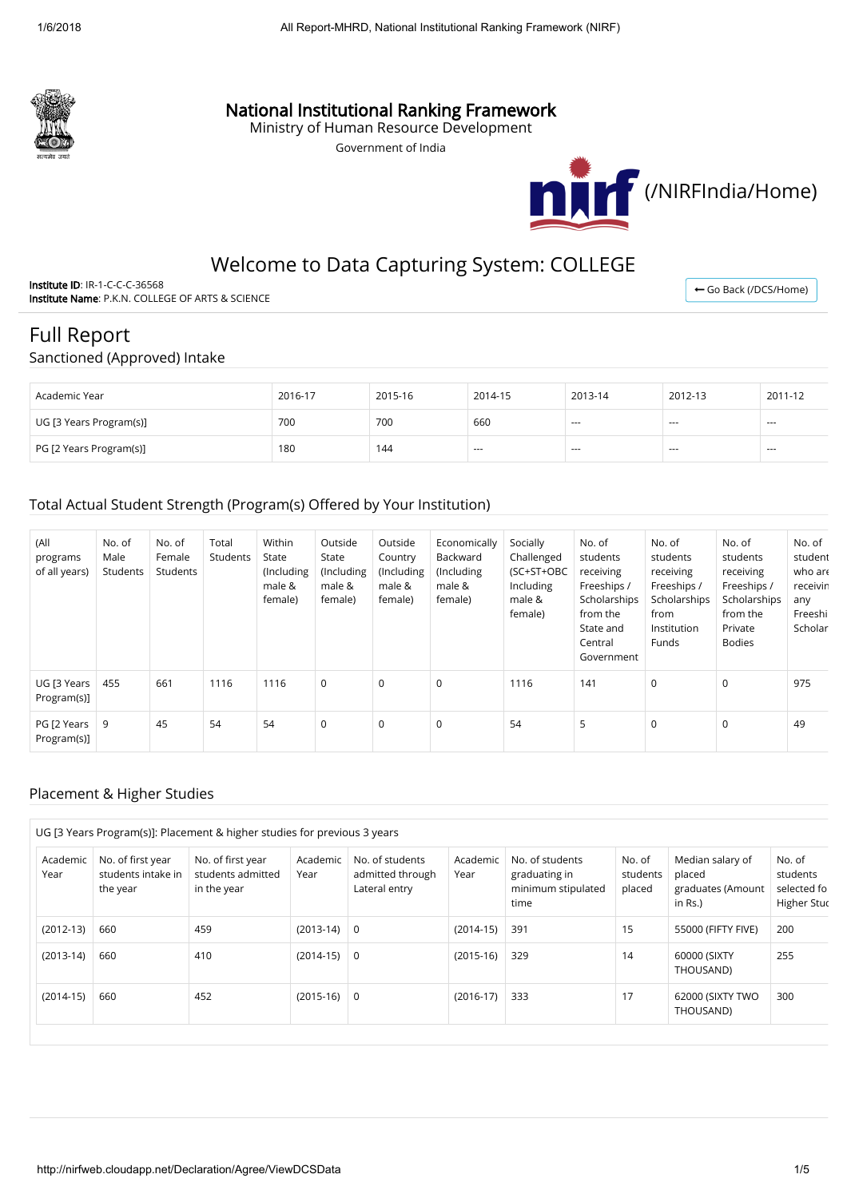# National Institutional Ranking Framework

Ministry of Human Resource Development

Government of India

(/NIRFIndia/Home)

## Welcome to Data Capturing System: COLLEGE

**Institute ID**: IR-1-C-C-C-36568
**Institute Name**: P.K.N. COLLEGE OF ARTS & SCIENCE

← Go Back (/DCS/Home)

# Full Report

## Sanctioned (Approved) Intake

| Academic Year | 2016-17 | 2015-16 | 2014-15 | 2013-14 | 2012-13 | 2011-12 |
|---|---|---|---|---|---|---|
| UG [3 Years Program(s)] | 700 | 700 | 660 | --- | --- | --- |
| PG [2 Years Program(s)] | 180 | 144 | --- | --- | --- | --- |

## Total Actual Student Strength (Program(s) Offered by Your Institution)

| (All programs of all years) | No. of Male Students | No. of Female Students | Total Students | Within State (Including male & female) | Outside State (Including male & female) | Outside Country (Including male & female) | Economically Backward (Including male & female) | Socially Challenged (SC+ST+OBC Including male & female) | No. of students receiving Freeships / Scholarships from the State and Central Government | No. of students receiving Freeships / Scholarships from Institution Funds | No. of students receiving Freeships / Scholarships from the Private Bodies | No. of student who are receivin any Freeshi Scholar |
|---|---|---|---|---|---|---|---|---|---|---|---|---|
| UG [3 Years Program(s)] | 455 | 661 | 1116 | 1116 | 0 | 0 | 0 | 1116 | 141 | 0 | 0 | 975 |
| PG [2 Years Program(s)] | 9 | 45 | 54 | 54 | 0 | 0 | 0 | 54 | 5 | 0 | 0 | 49 |

## Placement & Higher Studies

UG [3 Years Program(s)]: Placement & higher studies for previous 3 years

| Academic Year | No. of first year students intake in the year | No. of first year students admitted in the year | Academic Year | No. of students admitted through Lateral entry | Academic Year | No. of students graduating in minimum stipulated time | No. of students placed | Median salary of placed graduates (Amount in Rs.) | No. of students selected fo Higher Stuc |
|---|---|---|---|---|---|---|---|---|---|
| (2012-13) | 660 | 459 | (2013-14) | 0 | (2014-15) | 391 | 15 | 55000 (FIFTY FIVE) | 200 |
| (2013-14) | 660 | 410 | (2014-15) | 0 | (2015-16) | 329 | 14 | 60000 (SIXTY THOUSAND) | 255 |
| (2014-15) | 660 | 452 | (2015-16) | 0 | (2016-17) | 333 | 17 | 62000 (SIXTY TWO THOUSAND) | 300 |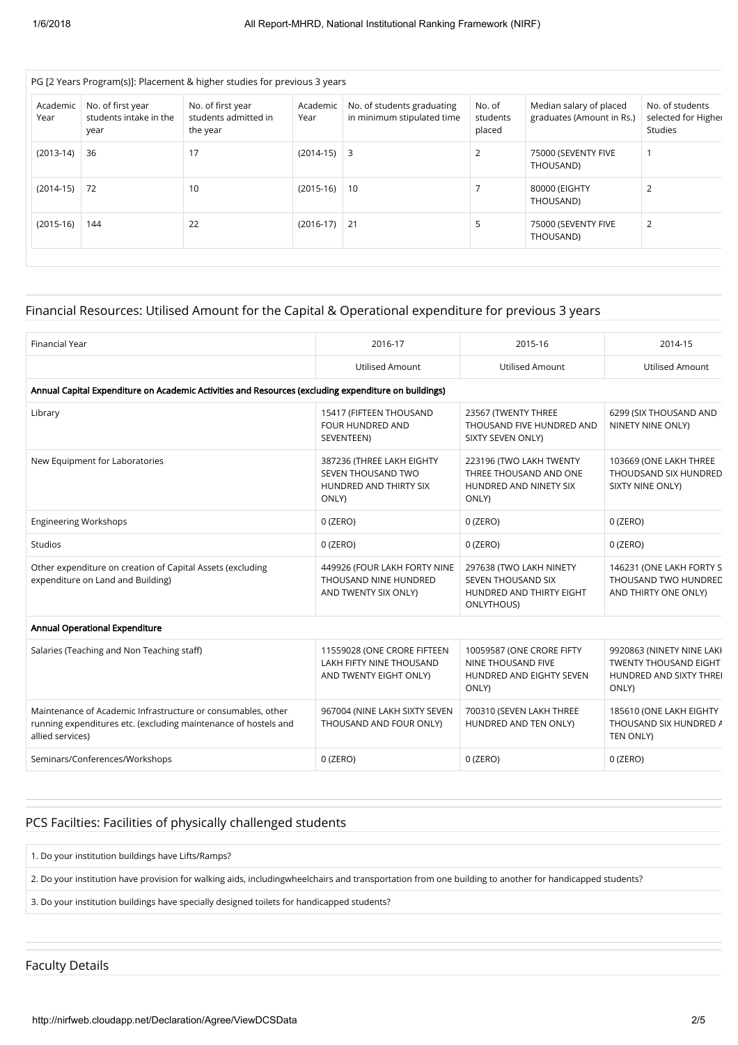PG [2 Years Program(s)]: Placement & higher studies for previous 3 years

| Academic Year | No. of first year students intake in the year | No. of first year students admitted in the year | Academic Year | No. of students graduating in minimum stipulated time | No. of students placed | Median salary of placed graduates (Amount in Rs.) | No. of students selected for Higher Studies |
|---|---|---|---|---|---|---|---|
| (2013-14) | 36 | 17 | (2014-15) | 3 | 2 | 75000 (SEVENTY FIVE THOUSAND) | 1 |
| (2014-15) | 72 | 10 | (2015-16) | 10 | 7 | 80000 (EIGHTY THOUSAND) | 2 |
| (2015-16) | 144 | 22 | (2016-17) | 21 | 5 | 75000 (SEVENTY FIVE THOUSAND) | 2 |

## Financial Resources: Utilised Amount for the Capital & Operational expenditure for previous 3 years

| Financial Year | 2016-17 | 2015-16 | 2014-15 |
|---|---|---|---|
| | Utilised Amount | Utilised Amount | Utilised Amount |
| **Annual Capital Expenditure on Academic Activities and Resources (excluding expenditure on buildings)** | | | |
| Library | 15417 (FIFTEEN THOUSAND FOUR HUNDRED AND SEVENTEEN) | 23567 (TWENTY THREE THOUSAND FIVE HUNDRED AND SIXTY SEVEN ONLY) | 6299 (SIX THOUSAND AND NINETY NINE ONLY) |
| New Equipment for Laboratories | 387236 (THREE LAKH EIGHTY SEVEN THOUSAND TWO HUNDRED AND THIRTY SIX ONLY) | 223196 (TWO LAKH TWENTY THREE THOUSAND AND ONE HUNDRED AND NINETY SIX ONLY) | 103669 (ONE LAKH THREE THOUDSAND SIX HUNDRED SIXTY NINE ONLY) |
| Engineering Workshops | 0 (ZERO) | 0 (ZERO) | 0 (ZERO) |
| Studios | 0 (ZERO) | 0 (ZERO) | 0 (ZERO) |
| Other expenditure on creation of Capital Assets (excluding expenditure on Land and Building) | 449926 (FOUR LAKH FORTY NINE THOUSAND NINE HUNDRED AND TWENTY SIX ONLY) | 297638 (TWO LAKH NINETY SEVEN THOUSAND SIX HUNDRED AND THIRTY EIGHT ONLYTHOUS) | 146231 (ONE LAKH FORTY S THOUSAND TWO HUNDRED AND THIRTY ONE ONLY) |
| **Annual Operational Expenditure** | | | |
| Salaries (Teaching and Non Teaching staff) | 11559028 (ONE CRORE FIFTEEN LAKH FIFTY NINE THOUSAND AND TWENTY EIGHT ONLY) | 10059587 (ONE CRORE FIFTY NINE THOUSAND FIVE HUNDRED AND EIGHTY SEVEN ONLY) | 9920863 (NINETY NINE LAKH TWENTY THOUSAND EIGHT HUNDRED AND SIXTY THREE ONLY) |
| Maintenance of Academic Infrastructure or consumables, other running expenditures etc. (excluding maintenance of hostels and allied services) | 967004 (NINE LAKH SIXTY SEVEN THOUSAND AND FOUR ONLY) | 700310 (SEVEN LAKH THREE HUNDRED AND TEN ONLY) | 185610 (ONE LAKH EIGHTY THOUSAND SIX HUNDRED A TEN ONLY) |
| Seminars/Conferences/Workshops | 0 (ZERO) | 0 (ZERO) | 0 (ZERO) |

## PCS Facilties: Facilities of physically challenged students

| |
|---|
| 1. Do your institution buildings have Lifts/Ramps? |
| 2. Do your institution have provision for walking aids, includingwheelchairs and transportation from one building to another for handicapped students? |
| 3. Do your institution buildings have specially designed toilets for handicapped students? |

## Faculty Details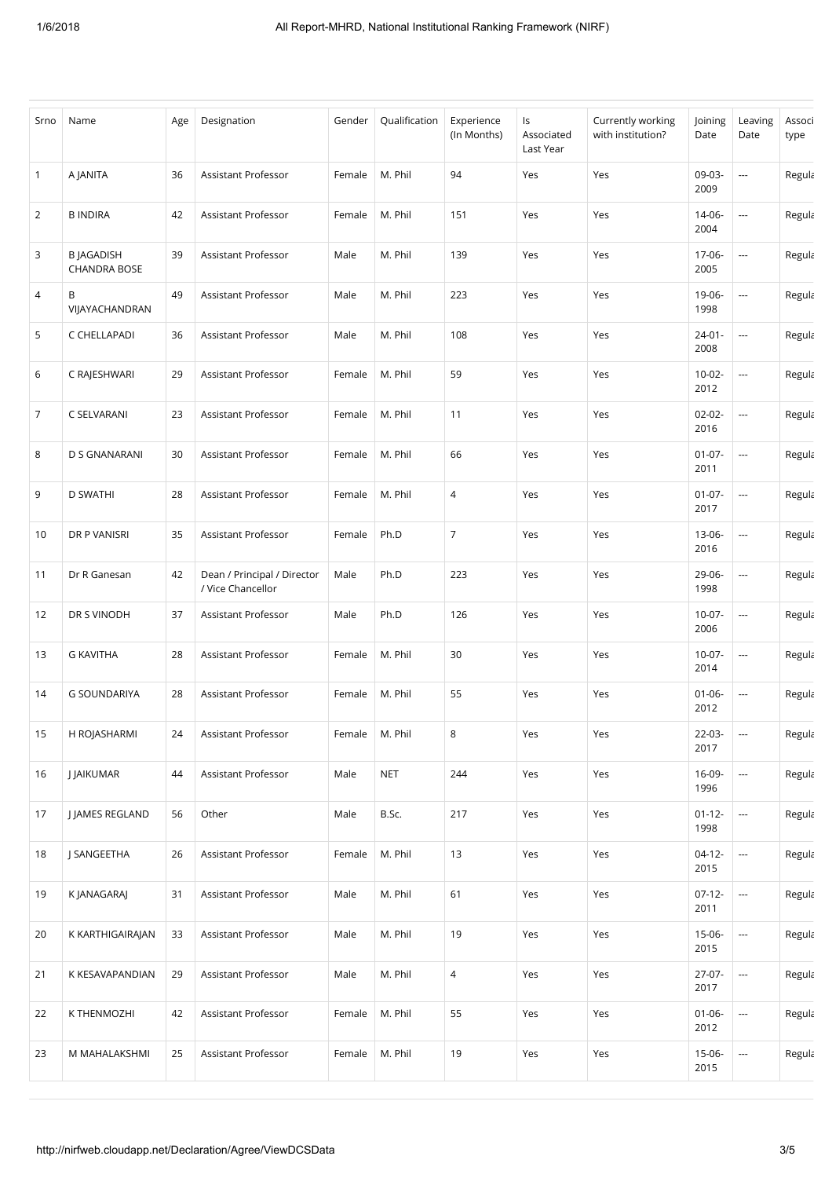| Srno | Name | Age | Designation | Gender | Qualification | Experience (In Months) | Is Associated Last Year | Currently working with institution? | Joining Date | Leaving Date | Associ type |
|---|---|---|---|---|---|---|---|---|---|---|---|
| 1 | A JANITA | 36 | Assistant Professor | Female | M. Phil | 94 | Yes | Yes | 09-03-2009 | --- | Regula |
| 2 | B INDIRA | 42 | Assistant Professor | Female | M. Phil | 151 | Yes | Yes | 14-06-2004 | --- | Regula |
| 3 | B JAGADISH CHANDRA BOSE | 39 | Assistant Professor | Male | M. Phil | 139 | Yes | Yes | 17-06-2005 | --- | Regula |
| 4 | B VIJAYACHANDRAN | 49 | Assistant Professor | Male | M. Phil | 223 | Yes | Yes | 19-06-1998 | --- | Regula |
| 5 | C CHELLAPADI | 36 | Assistant Professor | Male | M. Phil | 108 | Yes | Yes | 24-01-2008 | --- | Regula |
| 6 | C RAJESHWARI | 29 | Assistant Professor | Female | M. Phil | 59 | Yes | Yes | 10-02-2012 | --- | Regula |
| 7 | C SELVARANI | 23 | Assistant Professor | Female | M. Phil | 11 | Yes | Yes | 02-02-2016 | --- | Regula |
| 8 | D S GNANARANI | 30 | Assistant Professor | Female | M. Phil | 66 | Yes | Yes | 01-07-2011 | --- | Regula |
| 9 | D SWATHI | 28 | Assistant Professor | Female | M. Phil | 4 | Yes | Yes | 01-07-2017 | --- | Regula |
| 10 | DR P VANISRI | 35 | Assistant Professor | Female | Ph.D | 7 | Yes | Yes | 13-06-2016 | --- | Regula |
| 11 | Dr R Ganesan | 42 | Dean / Principal / Director / Vice Chancellor | Male | Ph.D | 223 | Yes | Yes | 29-06-1998 | --- | Regula |
| 12 | DR S VINODH | 37 | Assistant Professor | Male | Ph.D | 126 | Yes | Yes | 10-07-2006 | --- | Regula |
| 13 | G KAVITHA | 28 | Assistant Professor | Female | M. Phil | 30 | Yes | Yes | 10-07-2014 | --- | Regula |
| 14 | G SOUNDARIYA | 28 | Assistant Professor | Female | M. Phil | 55 | Yes | Yes | 01-06-2012 | --- | Regula |
| 15 | H ROJASHARMI | 24 | Assistant Professor | Female | M. Phil | 8 | Yes | Yes | 22-03-2017 | --- | Regula |
| 16 | J JAIKUMAR | 44 | Assistant Professor | Male | NET | 244 | Yes | Yes | 16-09-1996 | --- | Regula |
| 17 | J JAMES REGLAND | 56 | Other | Male | B.Sc. | 217 | Yes | Yes | 01-12-1998 | --- | Regula |
| 18 | J SANGEETHA | 26 | Assistant Professor | Female | M. Phil | 13 | Yes | Yes | 04-12-2015 | --- | Regula |
| 19 | K JANAGARAJ | 31 | Assistant Professor | Male | M. Phil | 61 | Yes | Yes | 07-12-2011 | --- | Regula |
| 20 | K KARTHIGAIRAJAN | 33 | Assistant Professor | Male | M. Phil | 19 | Yes | Yes | 15-06-2015 | --- | Regula |
| 21 | K KESAVAPANDIAN | 29 | Assistant Professor | Male | M. Phil | 4 | Yes | Yes | 27-07-2017 | --- | Regula |
| 22 | K THENMOZHI | 42 | Assistant Professor | Female | M. Phil | 55 | Yes | Yes | 01-06-2012 | --- | Regula |
| 23 | M MAHALAKSHMI | 25 | Assistant Professor | Female | M. Phil | 19 | Yes | Yes | 15-06-2015 | --- | Regula |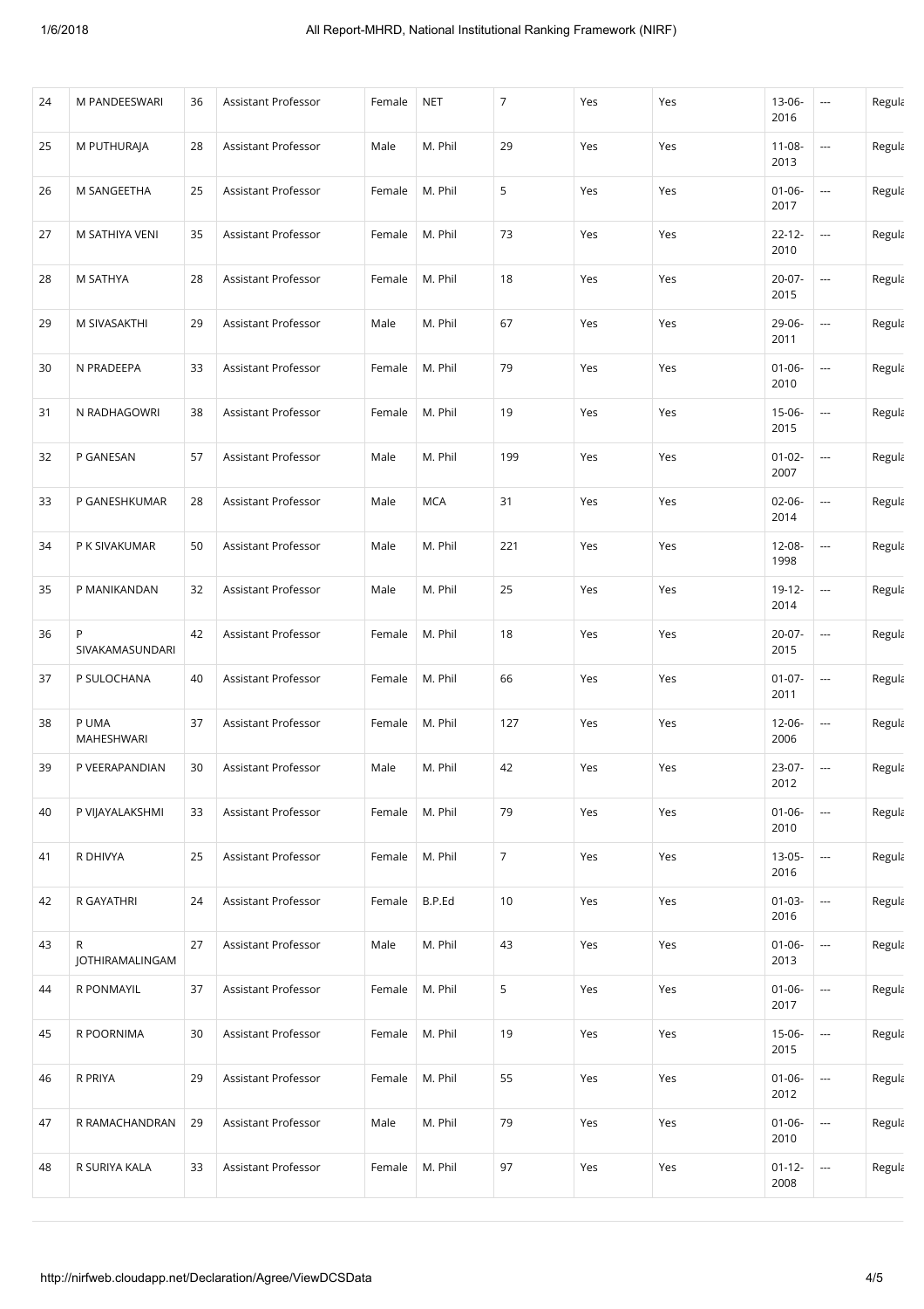| 24 | M PANDEESWARI | 36 | Assistant Professor | Female | NET | 7 | Yes | Yes | 13-06-2016 | --- | Regula |
|---|---|---|---|---|---|---|---|---|---|---|---|
| 25 | M PUTHURAJA | 28 | Assistant Professor | Male | M. Phil | 29 | Yes | Yes | 11-08-2013 | --- | Regula |
| 26 | M SANGEETHA | 25 | Assistant Professor | Female | M. Phil | 5 | Yes | Yes | 01-06-2017 | --- | Regula |
| 27 | M SATHIYA VENI | 35 | Assistant Professor | Female | M. Phil | 73 | Yes | Yes | 22-12-2010 | --- | Regula |
| 28 | M SATHYA | 28 | Assistant Professor | Female | M. Phil | 18 | Yes | Yes | 20-07-2015 | --- | Regula |
| 29 | M SIVASAKTHI | 29 | Assistant Professor | Male | M. Phil | 67 | Yes | Yes | 29-06-2011 | --- | Regula |
| 30 | N PRADEEPA | 33 | Assistant Professor | Female | M. Phil | 79 | Yes | Yes | 01-06-2010 | --- | Regula |
| 31 | N RADHAGOWRI | 38 | Assistant Professor | Female | M. Phil | 19 | Yes | Yes | 15-06-2015 | --- | Regula |
| 32 | P GANESAN | 57 | Assistant Professor | Male | M. Phil | 199 | Yes | Yes | 01-02-2007 | --- | Regula |
| 33 | P GANESHKUMAR | 28 | Assistant Professor | Male | MCA | 31 | Yes | Yes | 02-06-2014 | --- | Regula |
| 34 | P K SIVAKUMAR | 50 | Assistant Professor | Male | M. Phil | 221 | Yes | Yes | 12-08-1998 | --- | Regula |
| 35 | P MANIKANDAN | 32 | Assistant Professor | Male | M. Phil | 25 | Yes | Yes | 19-12-2014 | --- | Regula |
| 36 | P SIVAKAMASUNDARI | 42 | Assistant Professor | Female | M. Phil | 18 | Yes | Yes | 20-07-2015 | --- | Regula |
| 37 | P SULOCHANA | 40 | Assistant Professor | Female | M. Phil | 66 | Yes | Yes | 01-07-2011 | --- | Regula |
| 38 | P UMA MAHESHWARI | 37 | Assistant Professor | Female | M. Phil | 127 | Yes | Yes | 12-06-2006 | --- | Regula |
| 39 | P VEERAPANDIAN | 30 | Assistant Professor | Male | M. Phil | 42 | Yes | Yes | 23-07-2012 | --- | Regula |
| 40 | P VIJAYALAKSHMI | 33 | Assistant Professor | Female | M. Phil | 79 | Yes | Yes | 01-06-2010 | --- | Regula |
| 41 | R DHIVYA | 25 | Assistant Professor | Female | M. Phil | 7 | Yes | Yes | 13-05-2016 | --- | Regula |
| 42 | R GAYATHRI | 24 | Assistant Professor | Female | B.P.Ed | 10 | Yes | Yes | 01-03-2016 | --- | Regula |
| 43 | R JOTHIRAMALINGAM | 27 | Assistant Professor | Male | M. Phil | 43 | Yes | Yes | 01-06-2013 | --- | Regula |
| 44 | R PONMAYIL | 37 | Assistant Professor | Female | M. Phil | 5 | Yes | Yes | 01-06-2017 | --- | Regula |
| 45 | R POORNIMA | 30 | Assistant Professor | Female | M. Phil | 19 | Yes | Yes | 15-06-2015 | --- | Regula |
| 46 | R PRIYA | 29 | Assistant Professor | Female | M. Phil | 55 | Yes | Yes | 01-06-2012 | --- | Regula |
| 47 | R RAMACHANDRAN | 29 | Assistant Professor | Male | M. Phil | 79 | Yes | Yes | 01-06-2010 | --- | Regula |
| 48 | R SURIYA KALA | 33 | Assistant Professor | Female | M. Phil | 97 | Yes | Yes | 01-12-2008 | --- | Regula |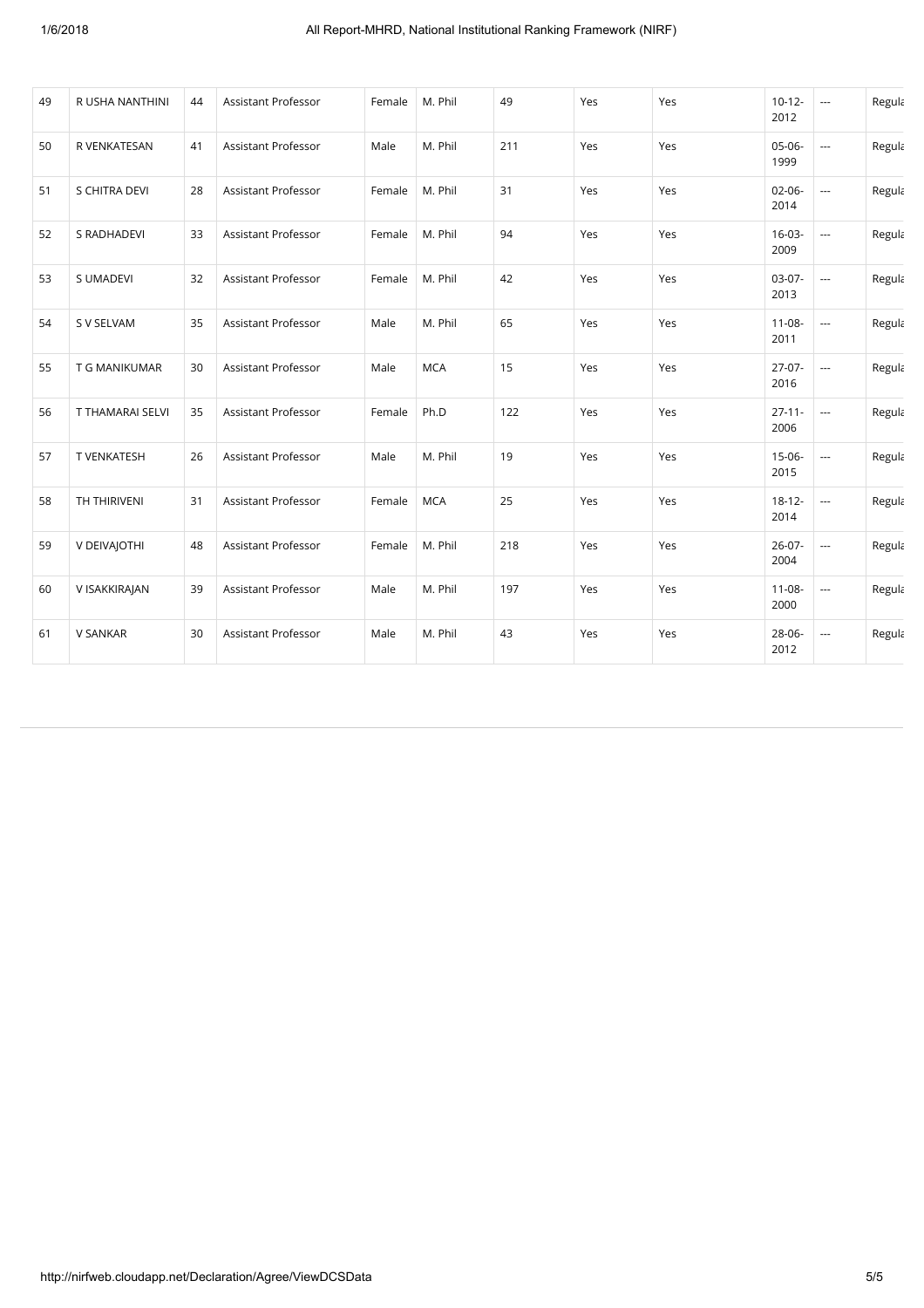| | | | | | | | | | | | |
|---|---|---|---|---|---|---|---|---|---|---|---|
| 49 | R USHA NANTHINI | 44 | Assistant Professor | Female | M. Phil | 49 | Yes | Yes | 10-12-2012 | --- | Regula |
| 50 | R VENKATESAN | 41 | Assistant Professor | Male | M. Phil | 211 | Yes | Yes | 05-06-1999 | --- | Regula |
| 51 | S CHITRA DEVI | 28 | Assistant Professor | Female | M. Phil | 31 | Yes | Yes | 02-06-2014 | --- | Regula |
| 52 | S RADHADEVI | 33 | Assistant Professor | Female | M. Phil | 94 | Yes | Yes | 16-03-2009 | --- | Regula |
| 53 | S UMADEVI | 32 | Assistant Professor | Female | M. Phil | 42 | Yes | Yes | 03-07-2013 | --- | Regula |
| 54 | S V SELVAM | 35 | Assistant Professor | Male | M. Phil | 65 | Yes | Yes | 11-08-2011 | --- | Regula |
| 55 | T G MANIKUMAR | 30 | Assistant Professor | Male | MCA | 15 | Yes | Yes | 27-07-2016 | --- | Regula |
| 56 | T THAMARAI SELVI | 35 | Assistant Professor | Female | Ph.D | 122 | Yes | Yes | 27-11-2006 | --- | Regula |
| 57 | T VENKATESH | 26 | Assistant Professor | Male | M. Phil | 19 | Yes | Yes | 15-06-2015 | --- | Regula |
| 58 | TH THIRIVENI | 31 | Assistant Professor | Female | MCA | 25 | Yes | Yes | 18-12-2014 | --- | Regula |
| 59 | V DEIVAJOTHI | 48 | Assistant Professor | Female | M. Phil | 218 | Yes | Yes | 26-07-2004 | --- | Regula |
| 60 | V ISAKKIRAJAN | 39 | Assistant Professor | Male | M. Phil | 197 | Yes | Yes | 11-08-2000 | --- | Regula |
| 61 | V SANKAR | 30 | Assistant Professor | Male | M. Phil | 43 | Yes | Yes | 28-06-2012 | --- | Regula |